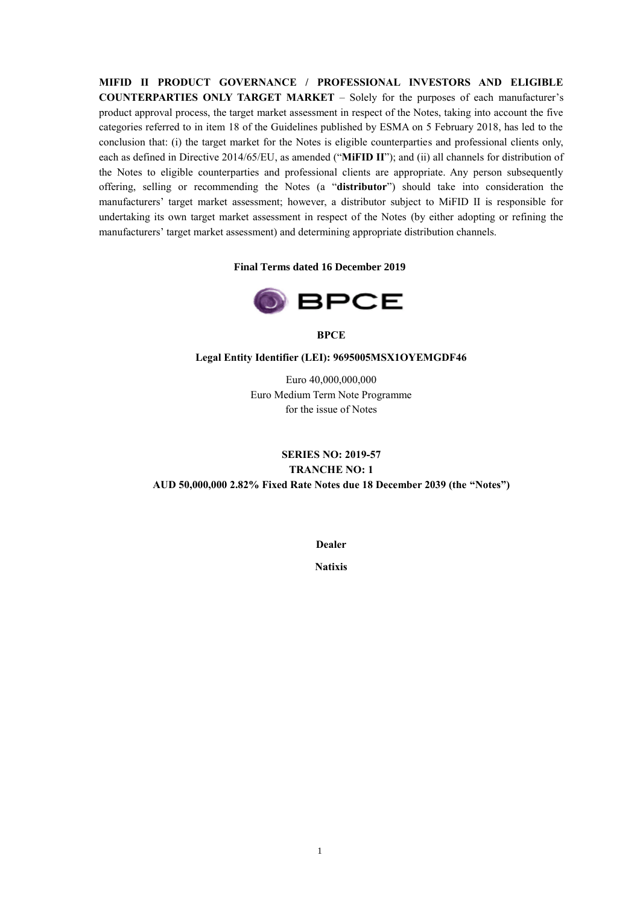**MIFID II PRODUCT GOVERNANCE / PROFESSIONAL INVESTORS AND ELIGIBLE COUNTERPARTIES ONLY TARGET MARKET** – Solely for the purposes of each manufacturer's product approval process, the target market assessment in respect of the Notes, taking into account the five categories referred to in item 18 of the Guidelines published by ESMA on 5 February 2018, has led to the conclusion that: (i) the target market for the Notes is eligible counterparties and professional clients only, each as defined in Directive 2014/65/EU, as amended ("**MiFID II**"); and (ii) all channels for distribution of the Notes to eligible counterparties and professional clients are appropriate. Any person subsequently offering, selling or recommending the Notes (a "**distributor**") should take into consideration the manufacturers' target market assessment; however, a distributor subject to MiFID II is responsible for undertaking its own target market assessment in respect of the Notes (by either adopting or refining the manufacturers' target market assessment) and determining appropriate distribution channels.

**Final Terms dated 16 December 2019**

BPCE

**BPCE**

**Legal Entity Identifier (LEI): 9695005MSX1OYEMGDF46**

Euro 40,000,000,000
Euro Medium Term Note Programme
for the issue of Notes

**SERIES NO: 2019-57**
**TRANCHE NO: 1**
**AUD 50,000,000 2.82% Fixed Rate Notes due 18 December 2039 (the "Notes")**

**Dealer**

**Natixis**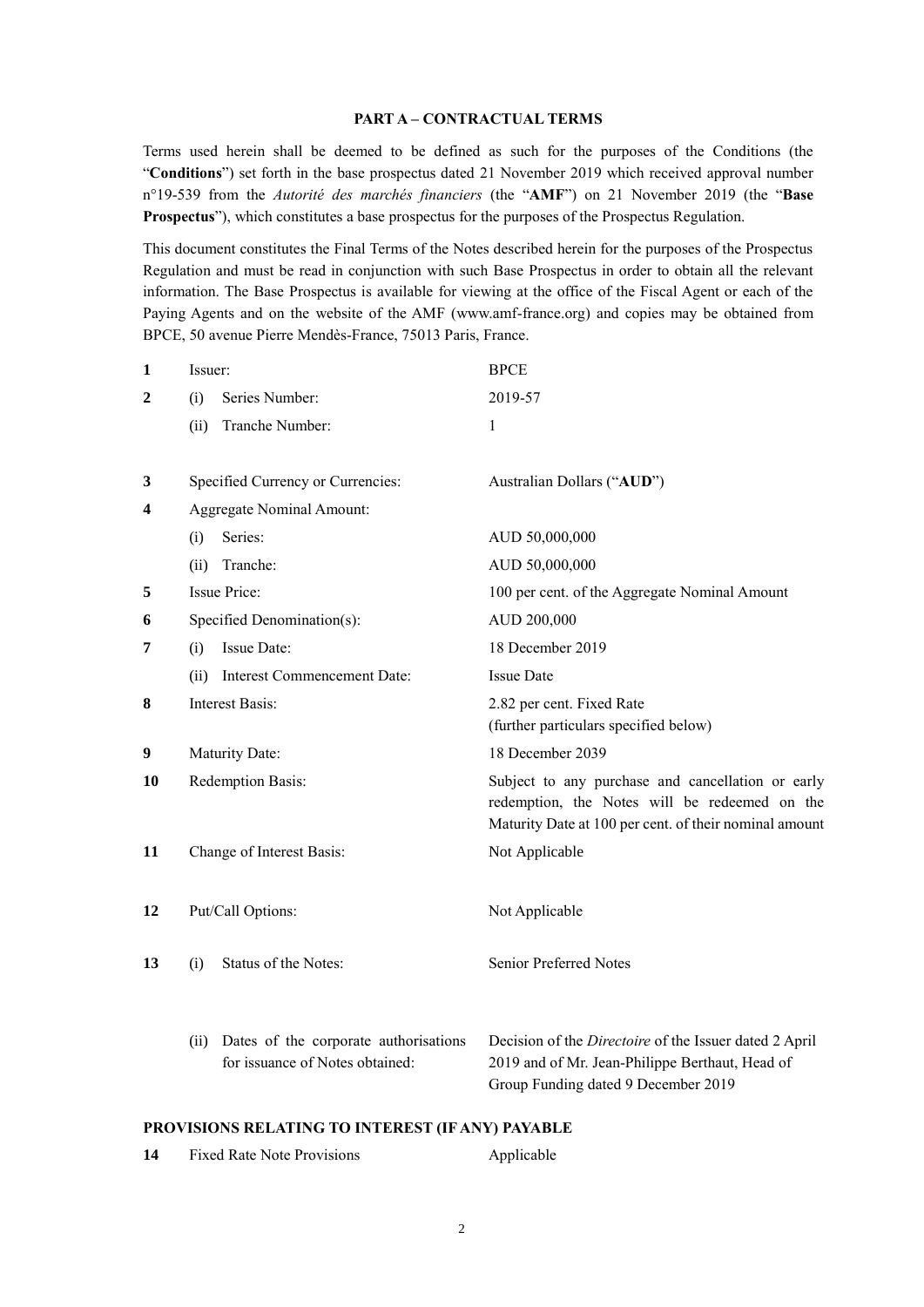## PART A – CONTRACTUAL TERMS

Terms used herein shall be deemed to be defined as such for the purposes of the Conditions (the "**Conditions**") set forth in the base prospectus dated 21 November 2019 which received approval number n°19-539 from the *Autorité des marchés financiers* (the "**AMF**") on 21 November 2019 (the "**Base Prospectus**"), which constitutes a base prospectus for the purposes of the Prospectus Regulation.

This document constitutes the Final Terms of the Notes described herein for the purposes of the Prospectus Regulation and must be read in conjunction with such Base Prospectus in order to obtain all the relevant information. The Base Prospectus is available for viewing at the office of the Fiscal Agent or each of the Paying Agents and on the website of the AMF (www.amf-france.org) and copies may be obtained from BPCE, 50 avenue Pierre Mendès-France, 75013 Paris, France.

| | | |
|---|---|---|
| **1** | Issuer: | BPCE |
| **2** | (i) Series Number: | 2019-57 |
| | (ii) Tranche Number: | 1 |
| **3** | Specified Currency or Currencies: | Australian Dollars ("**AUD**") |
| **4** | Aggregate Nominal Amount: | |
| | (i) Series: | AUD 50,000,000 |
| | (ii) Tranche: | AUD 50,000,000 |
| **5** | Issue Price: | 100 per cent. of the Aggregate Nominal Amount |
| **6** | Specified Denomination(s): | AUD 200,000 |
| **7** | (i) Issue Date: | 18 December 2019 |
| | (ii) Interest Commencement Date: | Issue Date |
| **8** | Interest Basis: | 2.82 per cent. Fixed Rate (further particulars specified below) |
| **9** | Maturity Date: | 18 December 2039 |
| **10** | Redemption Basis: | Subject to any purchase and cancellation or early redemption, the Notes will be redeemed on the Maturity Date at 100 per cent. of their nominal amount |
| **11** | Change of Interest Basis: | Not Applicable |
| **12** | Put/Call Options: | Not Applicable |
| **13** | (i) Status of the Notes: | Senior Preferred Notes |
| | (ii) Dates of the corporate authorisations for issuance of Notes obtained: | Decision of the *Directoire* of the Issuer dated 2 April 2019 and of Mr. Jean-Philippe Berthaut, Head of Group Funding dated 9 December 2019 |

### PROVISIONS RELATING TO INTEREST (IF ANY) PAYABLE

| | | |
|---|---|---|
| **14** | Fixed Rate Note Provisions | Applicable |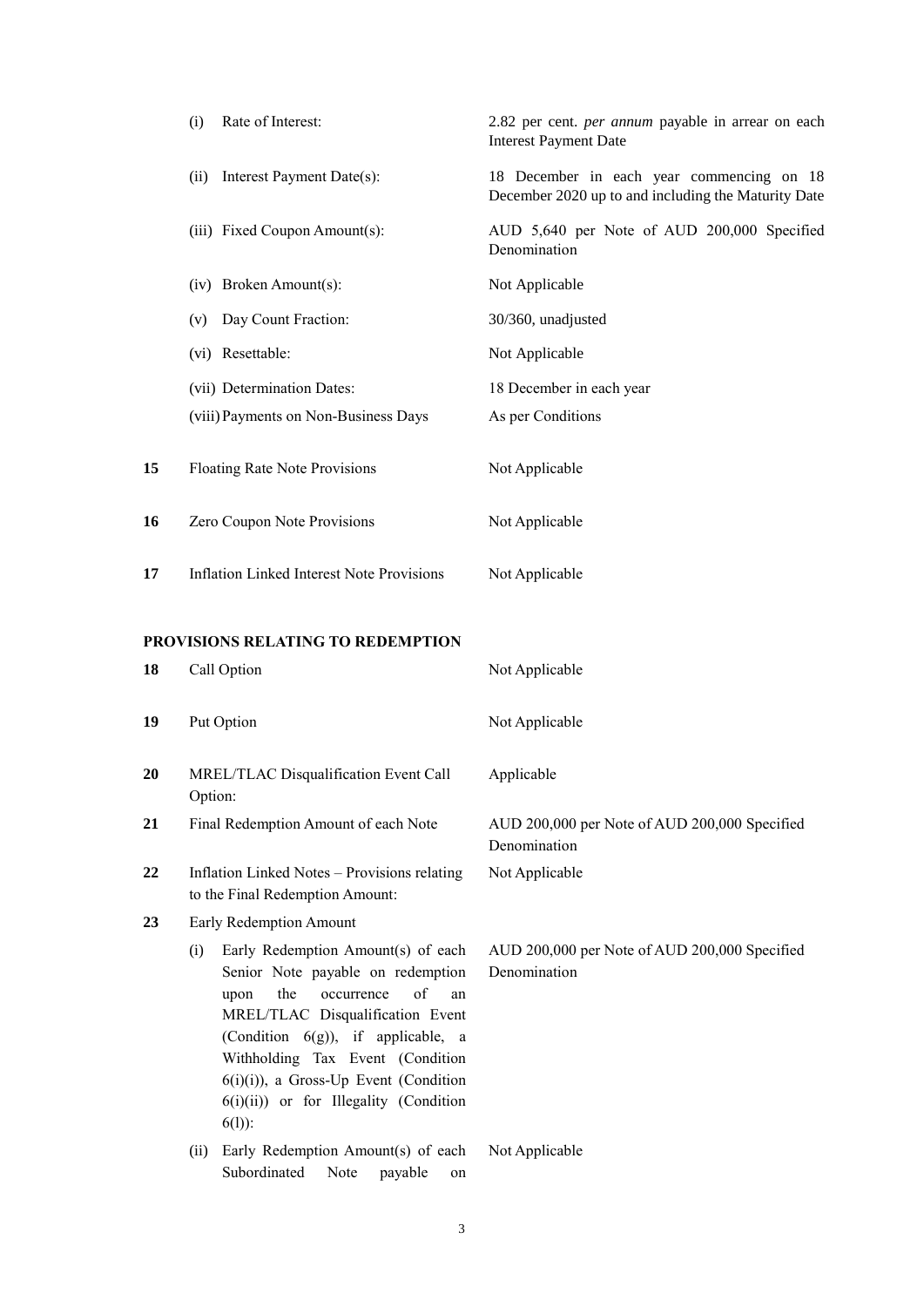| | | |
|---|---|---|
| | (i) Rate of Interest: | 2.82 per cent. *per annum* payable in arrear on each Interest Payment Date |
| | (ii) Interest Payment Date(s): | 18 December in each year commencing on 18 December 2020 up to and including the Maturity Date |
| | (iii) Fixed Coupon Amount(s): | AUD 5,640 per Note of AUD 200,000 Specified Denomination |
| | (iv) Broken Amount(s): | Not Applicable |
| | (v) Day Count Fraction: | 30/360, unadjusted |
| | (vi) Resettable: | Not Applicable |
| | (vii) Determination Dates: | 18 December in each year |
| | (viii) Payments on Non-Business Days | As per Conditions |
| **15** | Floating Rate Note Provisions | Not Applicable |
| **16** | Zero Coupon Note Provisions | Not Applicable |
| **17** | Inflation Linked Interest Note Provisions | Not Applicable |

**PROVISIONS RELATING TO REDEMPTION**

| | | |
|---|---|---|
| **18** | Call Option | Not Applicable |
| **19** | Put Option | Not Applicable |
| **20** | MREL/TLAC Disqualification Event Call Option: | Applicable |
| **21** | Final Redemption Amount of each Note | AUD 200,000 per Note of AUD 200,000 Specified Denomination |
| **22** | Inflation Linked Notes – Provisions relating to the Final Redemption Amount: | Not Applicable |
| **23** | Early Redemption Amount | |
| | (i) Early Redemption Amount(s) of each Senior Note payable on redemption upon the occurrence of an MREL/TLAC Disqualification Event (Condition 6(g)), if applicable, a Withholding Tax Event (Condition 6(i)(i)), a Gross-Up Event (Condition 6(i)(ii)) or for Illegality (Condition 6(l)): | AUD 200,000 per Note of AUD 200,000 Specified Denomination |
| | (ii) Early Redemption Amount(s) of each Subordinated Note payable on | Not Applicable |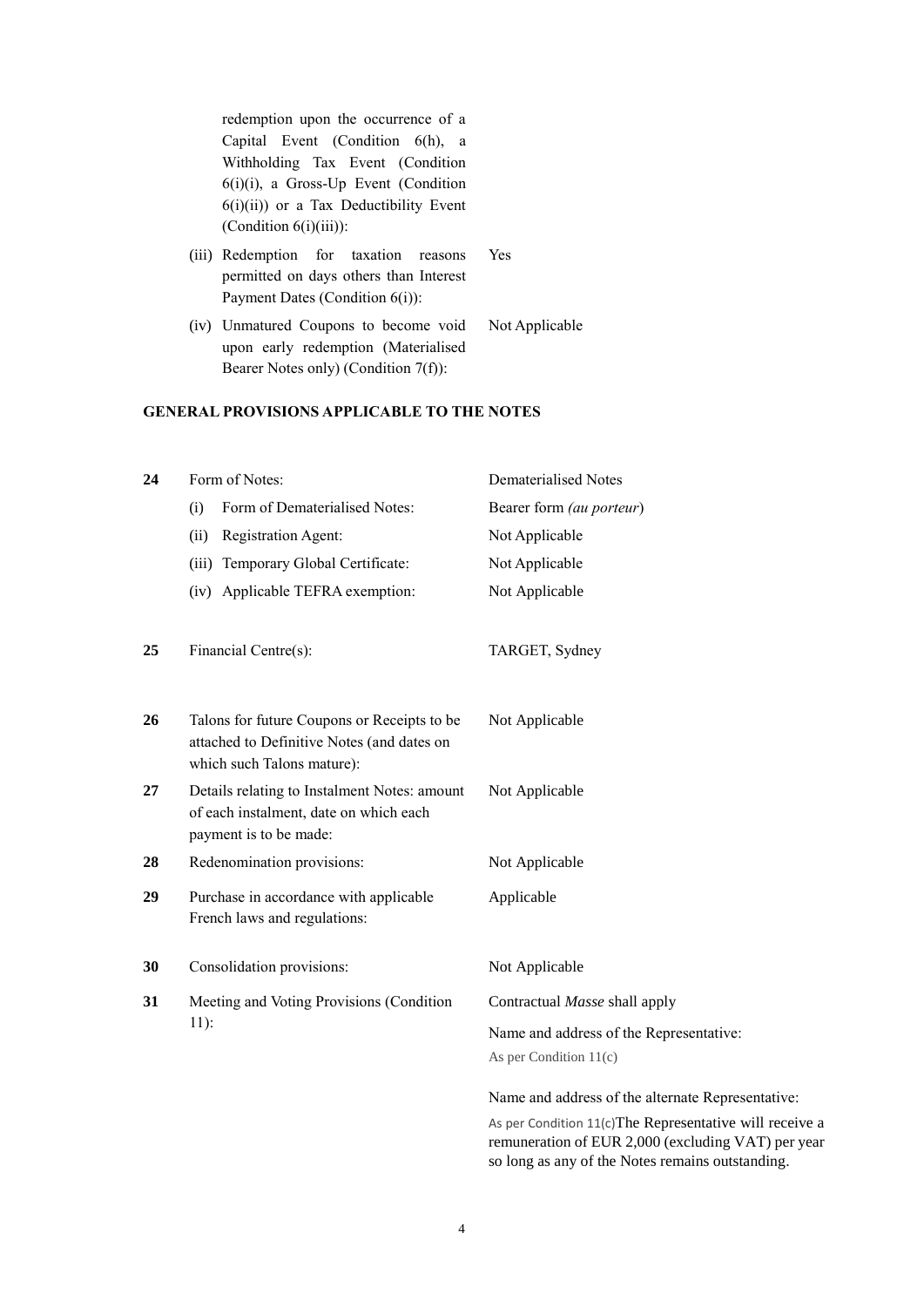| | | |
|---|---|---|
| | redemption upon the occurrence of a Capital Event (Condition 6(h), a Withholding Tax Event (Condition 6(i)(i), a Gross-Up Event (Condition 6(i)(ii)) or a Tax Deductibility Event (Condition 6(i)(iii)): | |
| | (iii) Redemption for taxation reasons permitted on days others than Interest Payment Dates (Condition 6(i)): | Yes |
| | (iv) Unmatured Coupons to become void upon early redemption (Materialised Bearer Notes only) (Condition 7(f)): | Not Applicable |

## GENERAL PROVISIONS APPLICABLE TO THE NOTES

| | | |
|---|---|---|
| **24** | Form of Notes: | Dematerialised Notes |
| | (i) Form of Dematerialised Notes: | Bearer form *(au porteur)* |
| | (ii) Registration Agent: | Not Applicable |
| | (iii) Temporary Global Certificate: | Not Applicable |
| | (iv) Applicable TEFRA exemption: | Not Applicable |
| **25** | Financial Centre(s): | TARGET, Sydney |
| **26** | Talons for future Coupons or Receipts to be attached to Definitive Notes (and dates on which such Talons mature): | Not Applicable |
| **27** | Details relating to Instalment Notes: amount of each instalment, date on which each payment is to be made: | Not Applicable |
| **28** | Redenomination provisions: | Not Applicable |
| **29** | Purchase in accordance with applicable French laws and regulations: | Applicable |
| **30** | Consolidation provisions: | Not Applicable |
| **31** | Meeting and Voting Provisions (Condition 11): | Contractual *Masse* shall apply<br><br>Name and address of the Representative:<br>As per Condition 11(c)<br><br>Name and address of the alternate Representative:<br>As per Condition 11(c)The Representative will receive a remuneration of EUR 2,000 (excluding VAT) per year so long as any of the Notes remains outstanding. |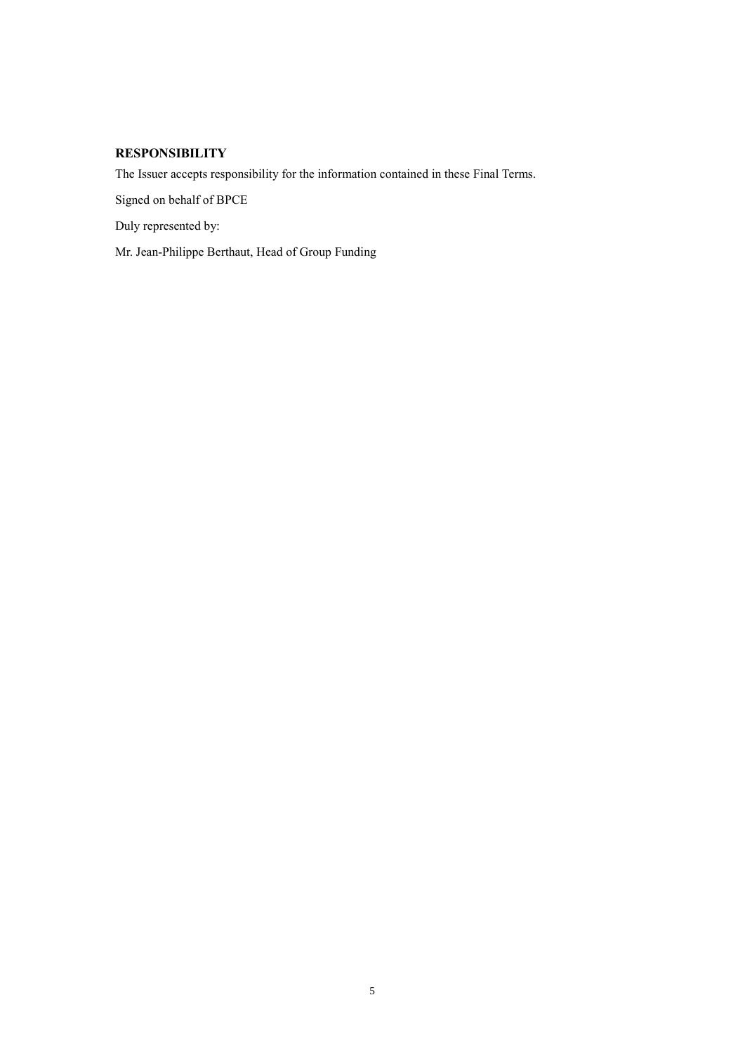**RESPONSIBILITY**

The Issuer accepts responsibility for the information contained in these Final Terms.

Signed on behalf of BPCE

Duly represented by:

Mr. Jean-Philippe Berthaut, Head of Group Funding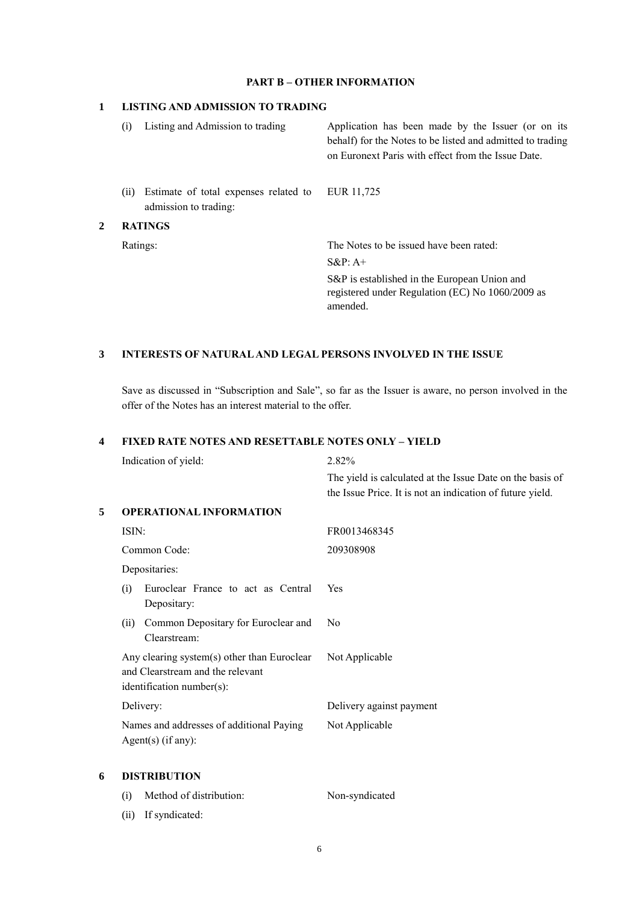## PART B – OTHER INFORMATION

### 1 LISTING AND ADMISSION TO TRADING

| | |
|---|---|
| (i) Listing and Admission to trading | Application has been made by the Issuer (or on its behalf) for the Notes to be listed and admitted to trading on Euronext Paris with effect from the Issue Date. |
| (ii) Estimate of total expenses related to admission to trading: | EUR 11,725 |

### 2 RATINGS

| | |
|---|---|
| Ratings: | The Notes to be issued have been rated:<br>S&P: A+<br>S&P is established in the European Union and registered under Regulation (EC) No 1060/2009 as amended. |

### 3 INTERESTS OF NATURAL AND LEGAL PERSONS INVOLVED IN THE ISSUE

Save as discussed in "Subscription and Sale", so far as the Issuer is aware, no person involved in the offer of the Notes has an interest material to the offer.

### 4 FIXED RATE NOTES AND RESETTABLE NOTES ONLY – YIELD

| | |
|---|---|
| Indication of yield: | 2.82%<br>The yield is calculated at the Issue Date on the basis of the Issue Price. It is not an indication of future yield. |

### 5 OPERATIONAL INFORMATION

| | |
|---|---|
| ISIN: | FR0013468345 |
| Common Code: | 209308908 |
| Depositaries: | |
| (i) Euroclear France to act as Central Depositary: | Yes |
| (ii) Common Depositary for Euroclear and Clearstream: | No |
| Any clearing system(s) other than Euroclear and Clearstream and the relevant identification number(s): | Not Applicable |
| Delivery: | Delivery against payment |
| Names and addresses of additional Paying Agent(s) (if any): | Not Applicable |

### 6 DISTRIBUTION

| | |
|---|---|
| (i) Method of distribution: | Non-syndicated |
| (ii) If syndicated: | |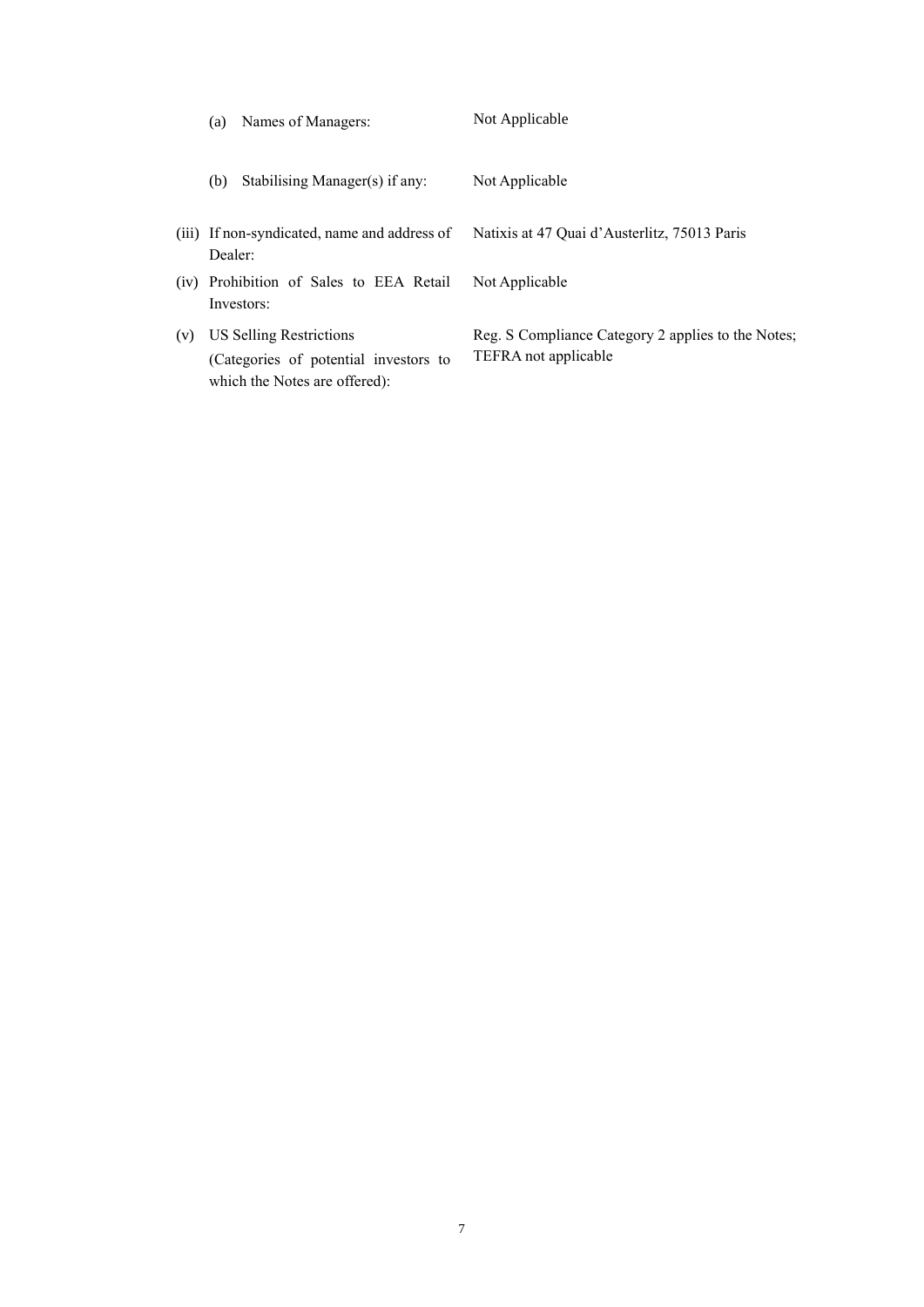| | | |
|---|---|---|
| | (a) Names of Managers: | Not Applicable |
| | (b) Stabilising Manager(s) if any: | Not Applicable |
| (iii) | If non-syndicated, name and address of Dealer: | Natixis at 47 Quai d'Austerlitz, 75013 Paris |
| (iv) | Prohibition of Sales to EEA Retail Investors: | Not Applicable |
| (v) | US Selling Restrictions (Categories of potential investors to which the Notes are offered): | Reg. S Compliance Category 2 applies to the Notes; TEFRA not applicable |